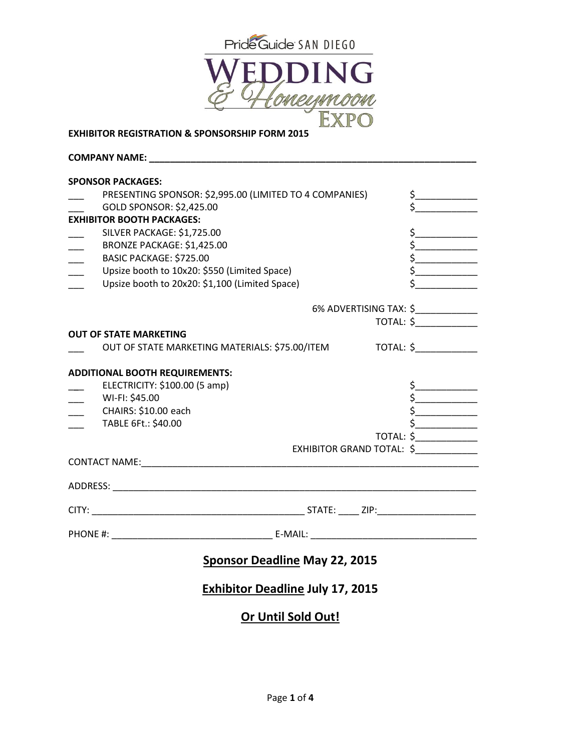PrideGuide SAN DIEGO

# WEDDING & Honeymoon EXPO

**EXHIBITOR REGISTRATION & SPONSORSHIP FORM 2015**

**COMPANY NAME: ______________________________________________________________**

**SPONSOR PACKAGES:**

___ PRESENTING SPONSOR: $2,995.00 (LIMITED TO 4 COMPANIES) $___________

___ GOLD SPONSOR: $2,425.00 $___________

**EXHIBITOR BOOTH PACKAGES:**

___ SILVER PACKAGE: $1,725.00 $___________

___ BRONZE PACKAGE: $1,425.00 $___________

___ BASIC PACKAGE: $725.00 $___________

___ Upsize booth to 10x20: $550 (Limited Space) $___________

___ Upsize booth to 20x20: $1,100 (Limited Space) $___________

6% ADVERTISING TAX: $___________

TOTAL: $___________

**OUT OF STATE MARKETING**

___ OUT OF STATE MARKETING MATERIALS: $75.00/ITEM TOTAL: $___________

**ADDITIONAL BOOTH REQUIREMENTS:**

___ ELECTRICITY: $100.00 (5 amp) $___________

___ WI-FI: $45.00 $___________

___ CHAIRS: $10.00 each $___________

___ TABLE 6Ft.: $40.00 $___________

TOTAL: $___________

EXHIBITOR GRAND TOTAL: $___________

CONTACT NAME:______________________________________________________________

ADDRESS: __________________________________________________________________

CITY: _______________________________________ STATE: ____ ZIP:__________________

PHONE #: _____________________________ E-MAIL: ______________________________

## Sponsor Deadline May 22, 2015

## Exhibitor Deadline July 17, 2015

## Or Until Sold Out!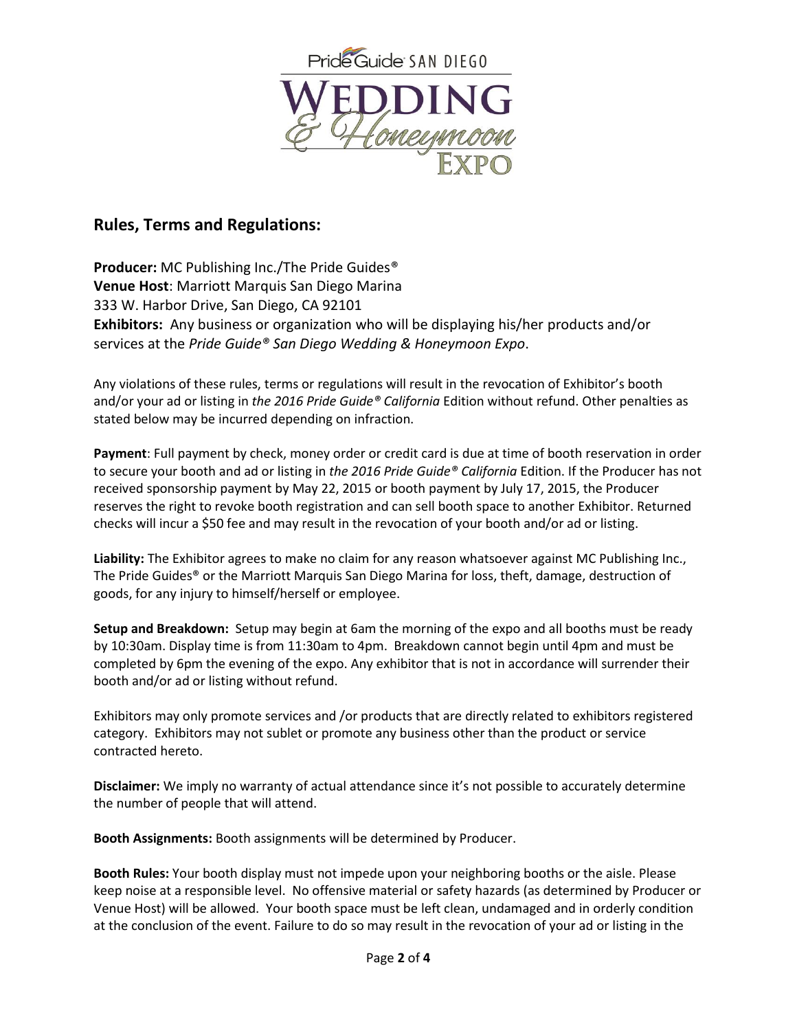Pride Guide SAN DIEGO

# WEDDING & Honeymoon EXPO

## Rules, Terms and Regulations:

**Producer:** MC Publishing Inc./The Pride Guides®
**Venue Host**: Marriott Marquis San Diego Marina
333 W. Harbor Drive, San Diego, CA 92101
**Exhibitors:** Any business or organization who will be displaying his/her products and/or services at the *Pride Guide® San Diego Wedding & Honeymoon Expo*.

Any violations of these rules, terms or regulations will result in the revocation of Exhibitor's booth and/or your ad or listing in *the 2016 Pride Guide® California* Edition without refund. Other penalties as stated below may be incurred depending on infraction.

**Payment**: Full payment by check, money order or credit card is due at time of booth reservation in order to secure your booth and ad or listing in *the 2016 Pride Guide® California* Edition. If the Producer has not received sponsorship payment by May 22, 2015 or booth payment by July 17, 2015, the Producer reserves the right to revoke booth registration and can sell booth space to another Exhibitor. Returned checks will incur a $50 fee and may result in the revocation of your booth and/or ad or listing.

**Liability:** The Exhibitor agrees to make no claim for any reason whatsoever against MC Publishing Inc., The Pride Guides® or the Marriott Marquis San Diego Marina for loss, theft, damage, destruction of goods, for any injury to himself/herself or employee.

**Setup and Breakdown:** Setup may begin at 6am the morning of the expo and all booths must be ready by 10:30am. Display time is from 11:30am to 4pm. Breakdown cannot begin until 4pm and must be completed by 6pm the evening of the expo. Any exhibitor that is not in accordance will surrender their booth and/or ad or listing without refund.

Exhibitors may only promote services and /or products that are directly related to exhibitors registered category. Exhibitors may not sublet or promote any business other than the product or service contracted hereto.

**Disclaimer:** We imply no warranty of actual attendance since it's not possible to accurately determine the number of people that will attend.

**Booth Assignments:** Booth assignments will be determined by Producer.

**Booth Rules:** Your booth display must not impede upon your neighboring booths or the aisle. Please keep noise at a responsible level. No offensive material or safety hazards (as determined by Producer or Venue Host) will be allowed. Your booth space must be left clean, undamaged and in orderly condition at the conclusion of the event. Failure to do so may result in the revocation of your ad or listing in the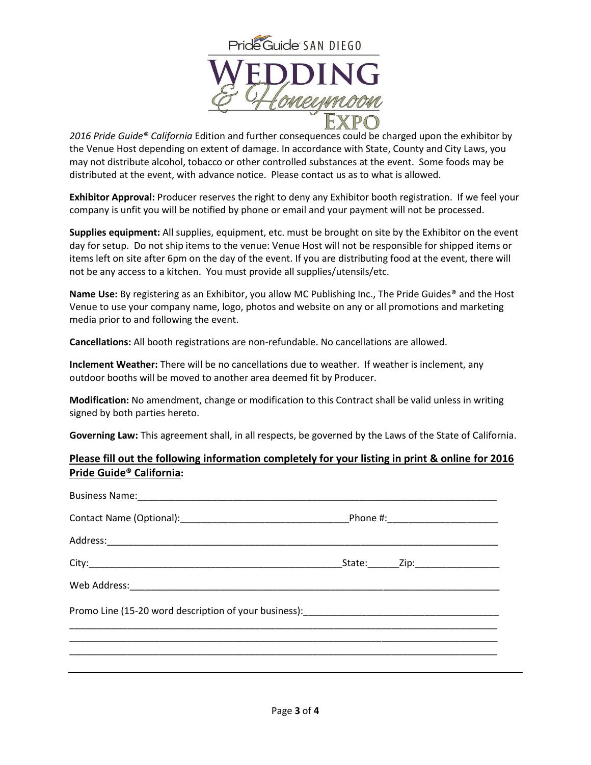*2016 Pride Guide® California* Edition and further consequences could be charged upon the exhibitor by the Venue Host depending on extent of damage. In accordance with State, County and City Laws, you may not distribute alcohol, tobacco or other controlled substances at the event. Some foods may be distributed at the event, with advance notice. Please contact us as to what is allowed.

**Exhibitor Approval:** Producer reserves the right to deny any Exhibitor booth registration. If we feel your company is unfit you will be notified by phone or email and your payment will not be processed.

**Supplies equipment:** All supplies, equipment, etc. must be brought on site by the Exhibitor on the event day for setup. Do not ship items to the venue: Venue Host will not be responsible for shipped items or items left on site after 6pm on the day of the event. If you are distributing food at the event, there will not be any access to a kitchen. You must provide all supplies/utensils/etc.

**Name Use:** By registering as an Exhibitor, you allow MC Publishing Inc., The Pride Guides® and the Host Venue to use your company name, logo, photos and website on any or all promotions and marketing media prior to and following the event.

**Cancellations:** All booth registrations are non-refundable. No cancellations are allowed.

**Inclement Weather:** There will be no cancellations due to weather. If weather is inclement, any outdoor booths will be moved to another area deemed fit by Producer.

**Modification:** No amendment, change or modification to this Contract shall be valid unless in writing signed by both parties hereto.

**Governing Law:** This agreement shall, in all respects, be governed by the Laws of the State of California.

**Please fill out the following information completely for your listing in print & online for 2016 Pride Guide® California:**

Business Name:______________________________________________________________________

Contact Name (Optional):_______________________________Phone #:_____________________

Address:___________________________________________________________________________

City:_________________________________________________State:______Zip:________________

Web Address:_______________________________________________________________________

Promo Line (15-20 word description of your business):____________________________________

___________________________________________________________________________________

___________________________________________________________________________________

___________________________________________________________________________________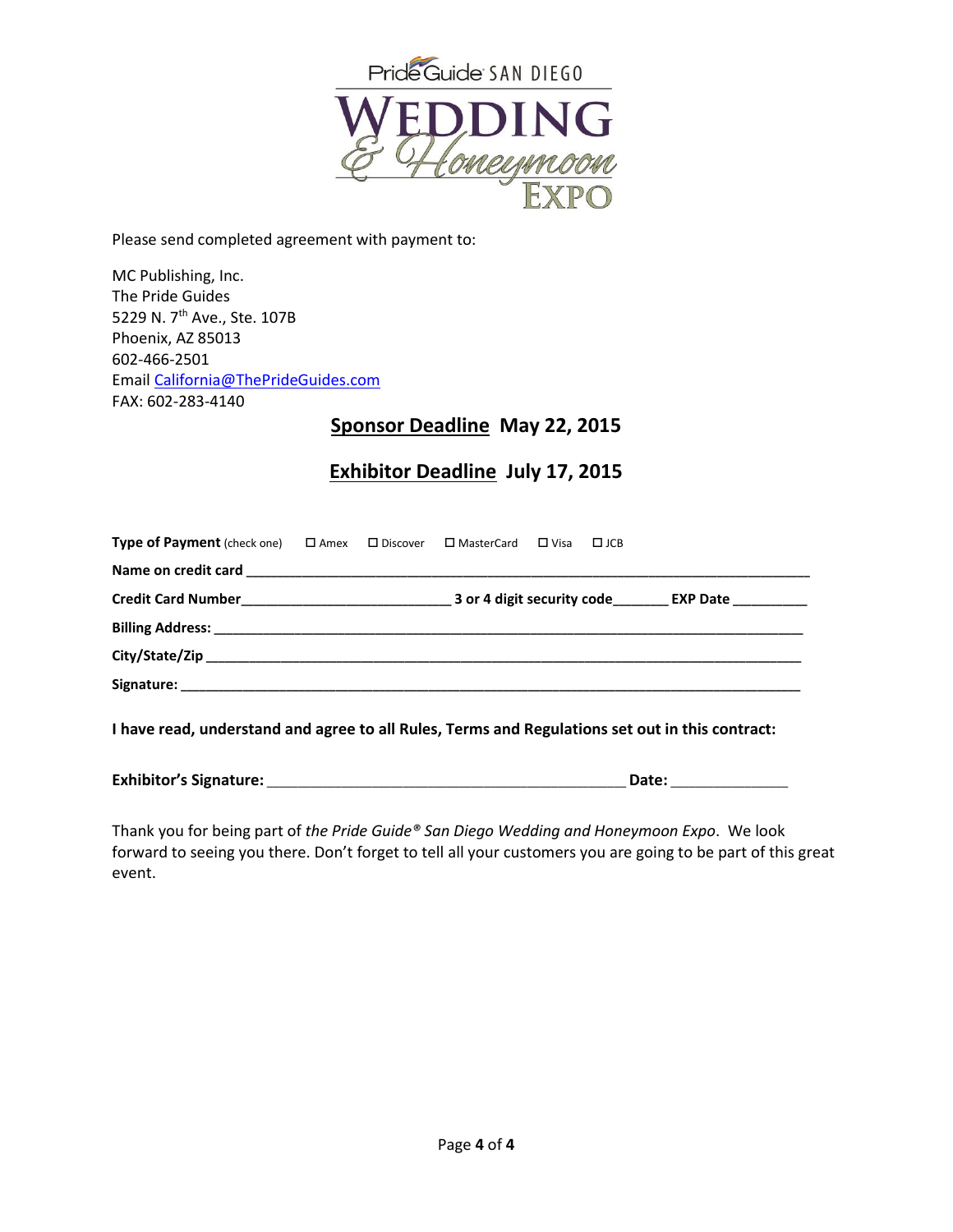Pride Guide SAN DIEGO

# WEDDING & Honeymoon EXPO

Please send completed agreement with payment to:

MC Publishing, Inc.
The Pride Guides
5229 N. 7th Ave., Ste. 107B
Phoenix, AZ 85013
602-466-2501
Email California@ThePrideGuides.com
FAX: 602-283-4140

## Sponsor Deadline May 22, 2015

## Exhibitor Deadline July 17, 2015

**Type of Payment** (check one) ☐ Amex ☐ Discover ☐ MasterCard ☐ Visa ☐ JCB

**Name on credit card** ______________________________________________

**Credit Card Number**___________________________ **3 or 4 digit security code**_______ **EXP Date** _________

**Billing Address:** ______________________________________________

**City/State/Zip** ______________________________________________

**Signature:** ______________________________________________

**I have read, understand and agree to all Rules, Terms and Regulations set out in this contract:**

**Exhibitor's Signature:** ___________________________________________ **Date:** ______________

Thank you for being part of *the Pride Guide® San Diego Wedding and Honeymoon Expo*. We look forward to seeing you there. Don't forget to tell all your customers you are going to be part of this great event.